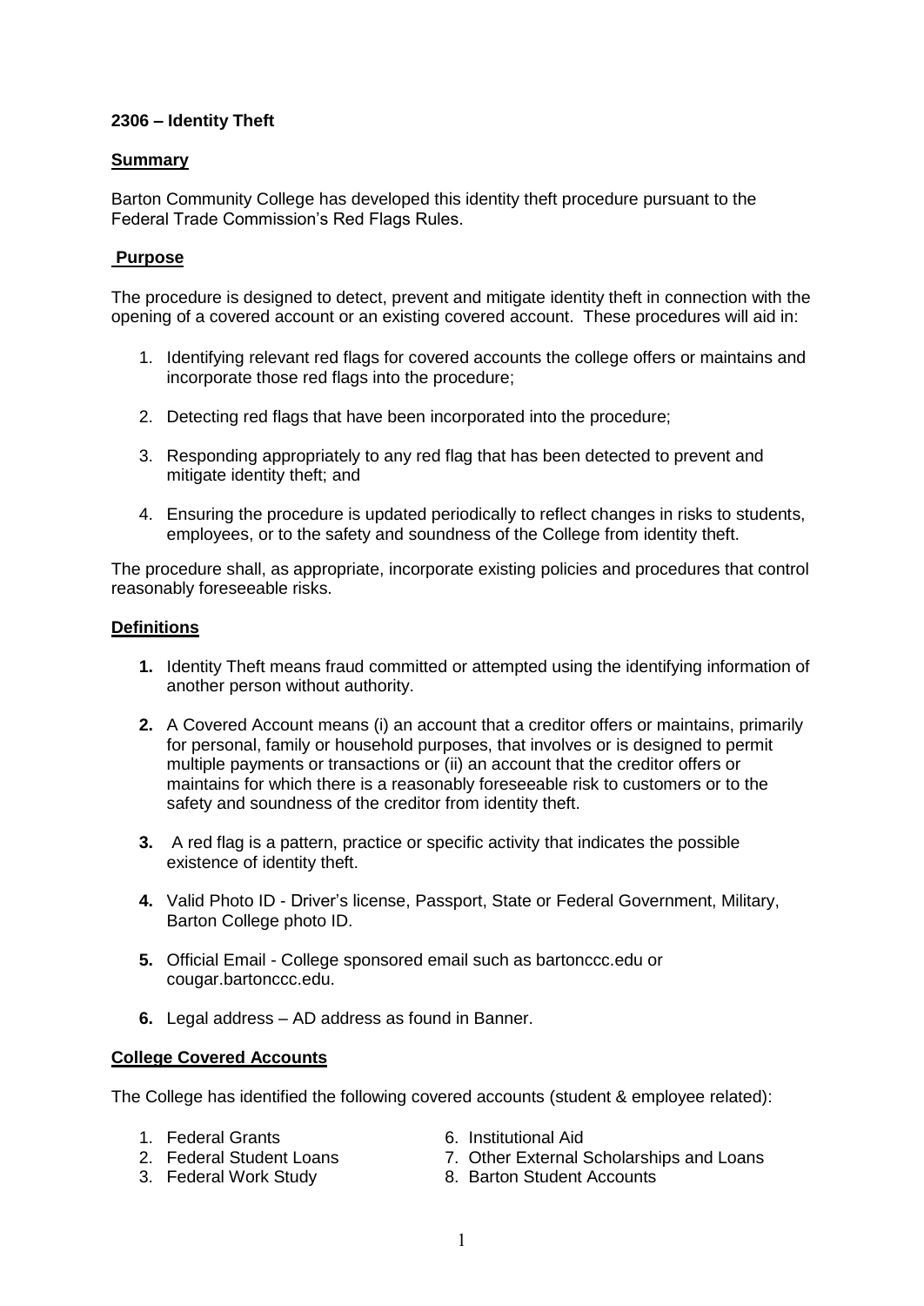**2306 – Identity Theft**

**Summary**

Barton Community College has developed this identity theft procedure pursuant to the Federal Trade Commission's Red Flags Rules.

**Purpose**

The procedure is designed to detect, prevent and mitigate identity theft in connection with the opening of a covered account or an existing covered account. These procedures will aid in:

1. Identifying relevant red flags for covered accounts the college offers or maintains and incorporate those red flags into the procedure;

2. Detecting red flags that have been incorporated into the procedure;

3. Responding appropriately to any red flag that has been detected to prevent and mitigate identity theft; and

4. Ensuring the procedure is updated periodically to reflect changes in risks to students, employees, or to the safety and soundness of the College from identity theft.

The procedure shall, as appropriate, incorporate existing policies and procedures that control reasonably foreseeable risks.

**Definitions**

1. Identity Theft means fraud committed or attempted using the identifying information of another person without authority.

2. A Covered Account means (i) an account that a creditor offers or maintains, primarily for personal, family or household purposes, that involves or is designed to permit multiple payments or transactions or (ii) an account that the creditor offers or maintains for which there is a reasonably foreseeable risk to customers or to the safety and soundness of the creditor from identity theft.

3. A red flag is a pattern, practice or specific activity that indicates the possible existence of identity theft.

4. Valid Photo ID - Driver's license, Passport, State or Federal Government, Military, Barton College photo ID.

5. Official Email - College sponsored email such as bartonccc.edu or cougar.bartonccc.edu.

6. Legal address – AD address as found in Banner.

**College Covered Accounts**

The College has identified the following covered accounts (student & employee related):

1. Federal Grants
2. Federal Student Loans
3. Federal Work Study
6. Institutional Aid
7. Other External Scholarships and Loans
8. Barton Student Accounts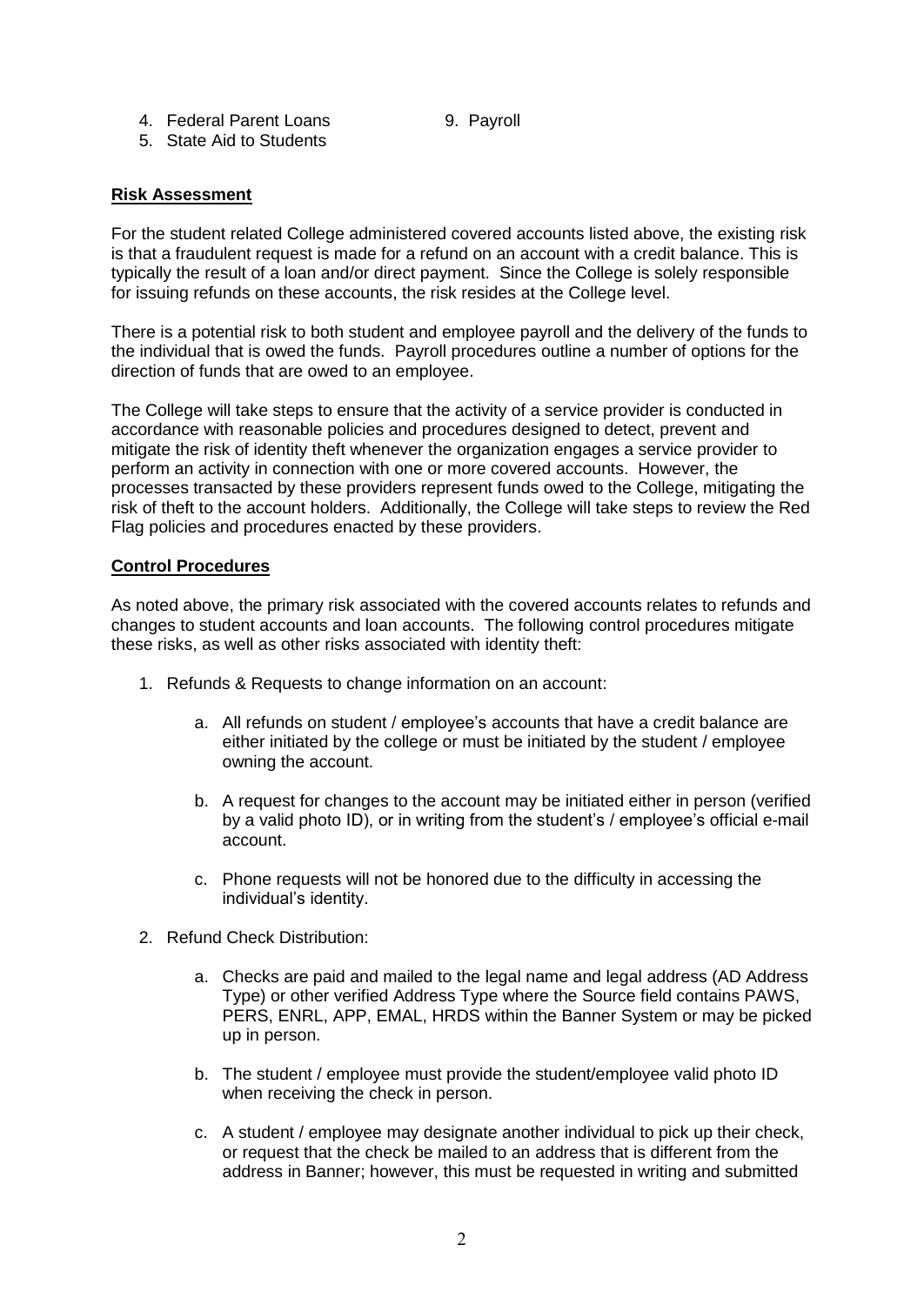4. Federal Parent Loans
5. State Aid to Students

9. Payroll

**Risk Assessment**

For the student related College administered covered accounts listed above, the existing risk is that a fraudulent request is made for a refund on an account with a credit balance. This is typically the result of a loan and/or direct payment. Since the College is solely responsible for issuing refunds on these accounts, the risk resides at the College level.

There is a potential risk to both student and employee payroll and the delivery of the funds to the individual that is owed the funds. Payroll procedures outline a number of options for the direction of funds that are owed to an employee.

The College will take steps to ensure that the activity of a service provider is conducted in accordance with reasonable policies and procedures designed to detect, prevent and mitigate the risk of identity theft whenever the organization engages a service provider to perform an activity in connection with one or more covered accounts. However, the processes transacted by these providers represent funds owed to the College, mitigating the risk of theft to the account holders. Additionally, the College will take steps to review the Red Flag policies and procedures enacted by these providers.

**Control Procedures**

As noted above, the primary risk associated with the covered accounts relates to refunds and changes to student accounts and loan accounts. The following control procedures mitigate these risks, as well as other risks associated with identity theft:

1. Refunds & Requests to change information on an account:

    a. All refunds on student / employee's accounts that have a credit balance are either initiated by the college or must be initiated by the student / employee owning the account.

    b. A request for changes to the account may be initiated either in person (verified by a valid photo ID), or in writing from the student's / employee's official e-mail account.

    c. Phone requests will not be honored due to the difficulty in accessing the individual's identity.

2. Refund Check Distribution:

    a. Checks are paid and mailed to the legal name and legal address (AD Address Type) or other verified Address Type where the Source field contains PAWS, PERS, ENRL, APP, EMAL, HRDS within the Banner System or may be picked up in person.

    b. The student / employee must provide the student/employee valid photo ID when receiving the check in person.

    c. A student / employee may designate another individual to pick up their check, or request that the check be mailed to an address that is different from the address in Banner; however, this must be requested in writing and submitted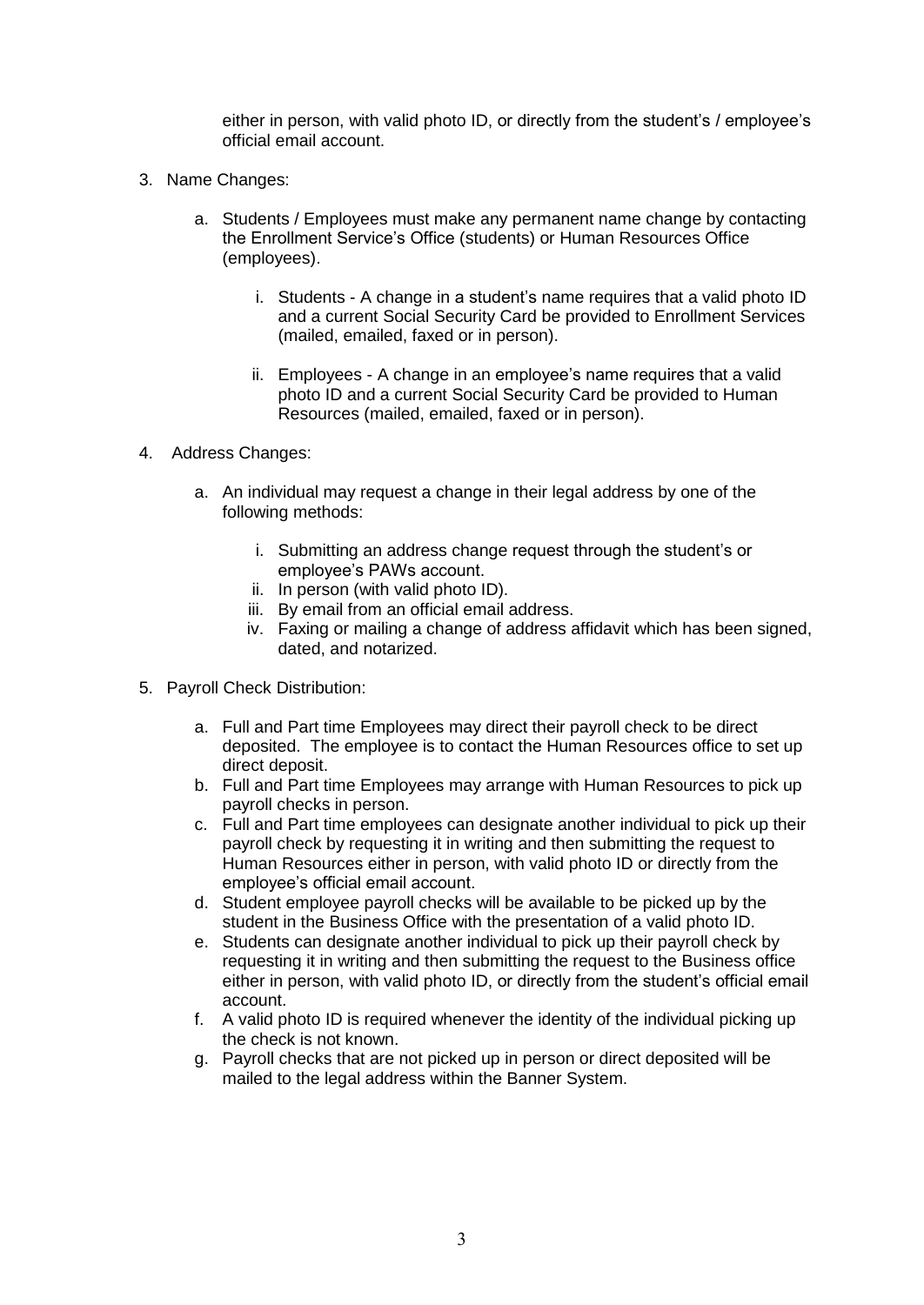either in person, with valid photo ID, or directly from the student's / employee's official email account.

3. Name Changes:

   a. Students / Employees must make any permanent name change by contacting the Enrollment Service's Office (students) or Human Resources Office (employees).

      i. Students - A change in a student's name requires that a valid photo ID and a current Social Security Card be provided to Enrollment Services (mailed, emailed, faxed or in person).

      ii. Employees - A change in an employee's name requires that a valid photo ID and a current Social Security Card be provided to Human Resources (mailed, emailed, faxed or in person).

4. Address Changes:

   a. An individual may request a change in their legal address by one of the following methods:

      i. Submitting an address change request through the student's or employee's PAWs account.
      ii. In person (with valid photo ID).
      iii. By email from an official email address.
      iv. Faxing or mailing a change of address affidavit which has been signed, dated, and notarized.

5. Payroll Check Distribution:

   a. Full and Part time Employees may direct their payroll check to be direct deposited. The employee is to contact the Human Resources office to set up direct deposit.
   b. Full and Part time Employees may arrange with Human Resources to pick up payroll checks in person.
   c. Full and Part time employees can designate another individual to pick up their payroll check by requesting it in writing and then submitting the request to Human Resources either in person, with valid photo ID or directly from the employee's official email account.
   d. Student employee payroll checks will be available to be picked up by the student in the Business Office with the presentation of a valid photo ID.
   e. Students can designate another individual to pick up their payroll check by requesting it in writing and then submitting the request to the Business office either in person, with valid photo ID, or directly from the student's official email account.
   f. A valid photo ID is required whenever the identity of the individual picking up the check is not known.
   g. Payroll checks that are not picked up in person or direct deposited will be mailed to the legal address within the Banner System.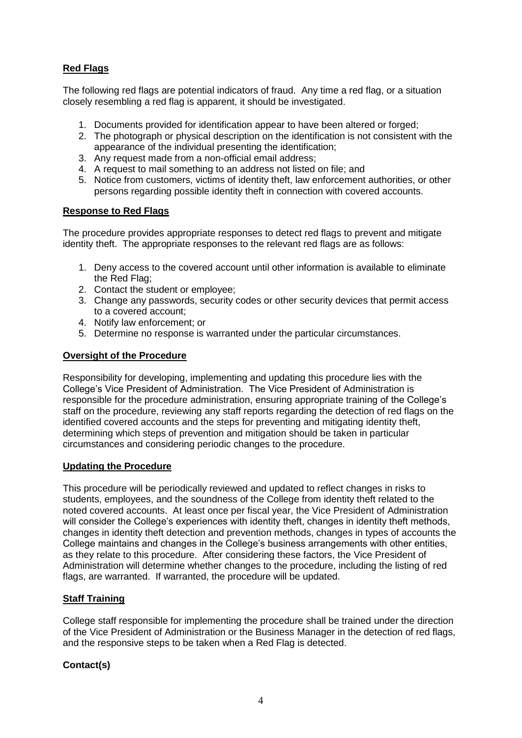## Red Flags

The following red flags are potential indicators of fraud. Any time a red flag, or a situation closely resembling a red flag is apparent, it should be investigated.

1. Documents provided for identification appear to have been altered or forged;
2. The photograph or physical description on the identification is not consistent with the appearance of the individual presenting the identification;
3. Any request made from a non-official email address;
4. A request to mail something to an address not listed on file; and
5. Notice from customers, victims of identity theft, law enforcement authorities, or other persons regarding possible identity theft in connection with covered accounts.

## Response to Red Flags

The procedure provides appropriate responses to detect red flags to prevent and mitigate identity theft. The appropriate responses to the relevant red flags are as follows:

1. Deny access to the covered account until other information is available to eliminate the Red Flag;
2. Contact the student or employee;
3. Change any passwords, security codes or other security devices that permit access to a covered account;
4. Notify law enforcement; or
5. Determine no response is warranted under the particular circumstances.

## Oversight of the Procedure

Responsibility for developing, implementing and updating this procedure lies with the College's Vice President of Administration. The Vice President of Administration is responsible for the procedure administration, ensuring appropriate training of the College's staff on the procedure, reviewing any staff reports regarding the detection of red flags on the identified covered accounts and the steps for preventing and mitigating identity theft, determining which steps of prevention and mitigation should be taken in particular circumstances and considering periodic changes to the procedure.

## Updating the Procedure

This procedure will be periodically reviewed and updated to reflect changes in risks to students, employees, and the soundness of the College from identity theft related to the noted covered accounts. At least once per fiscal year, the Vice President of Administration will consider the College's experiences with identity theft, changes in identity theft methods, changes in identity theft detection and prevention methods, changes in types of accounts the College maintains and changes in the College's business arrangements with other entities, as they relate to this procedure. After considering these factors, the Vice President of Administration will determine whether changes to the procedure, including the listing of red flags, are warranted. If warranted, the procedure will be updated.

## Staff Training

College staff responsible for implementing the procedure shall be trained under the direction of the Vice President of Administration or the Business Manager in the detection of red flags, and the responsive steps to be taken when a Red Flag is detected.

## Contact(s)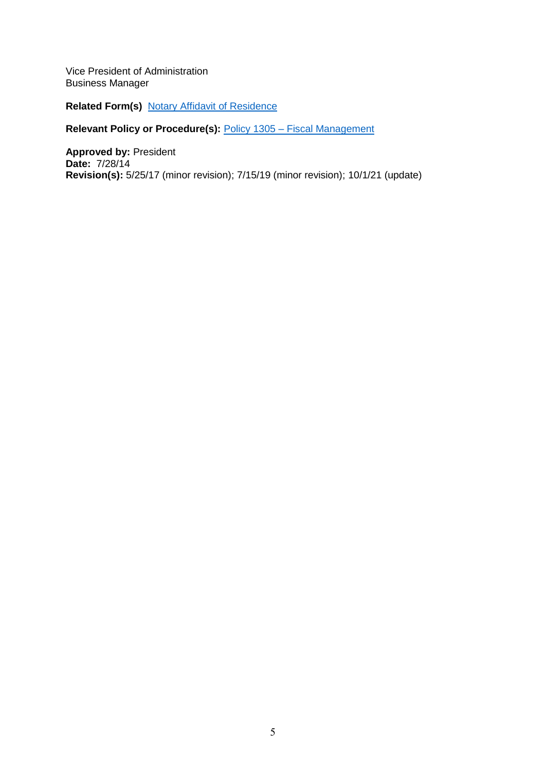Vice President of Administration
Business Manager

**Related Form(s)** [Notary Affidavit of Residence]

**Relevant Policy or Procedure(s):** [Policy 1305 – Fiscal Management]

**Approved by:** President
**Date:** 7/28/14
**Revision(s):** 5/25/17 (minor revision); 7/15/19 (minor revision); 10/1/21 (update)